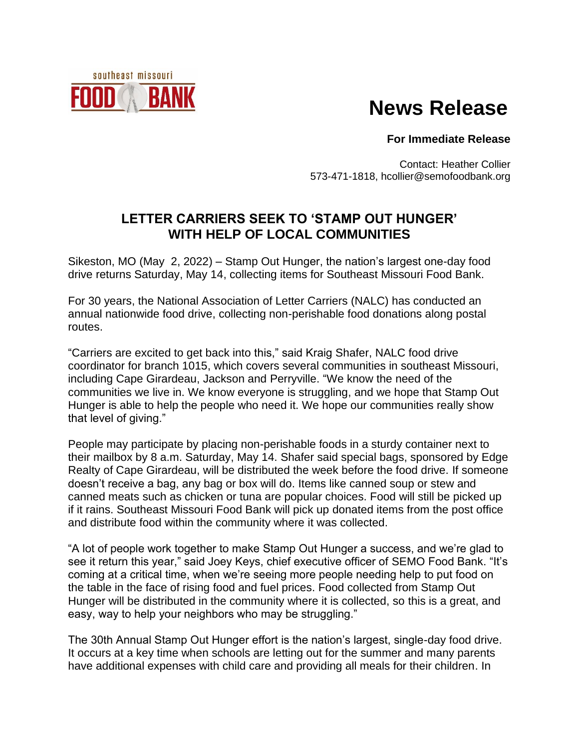southeast missouri
FOOD BANK

# News Release

**For Immediate Release**

Contact: Heather Collier
573-471-1818, hcollier@semofoodbank.org

## LETTER CARRIERS SEEK TO 'STAMP OUT HUNGER' WITH HELP OF LOCAL COMMUNITIES

Sikeston, MO (May 2, 2022) – Stamp Out Hunger, the nation's largest one-day food drive returns Saturday, May 14, collecting items for Southeast Missouri Food Bank.

For 30 years, the National Association of Letter Carriers (NALC) has conducted an annual nationwide food drive, collecting non-perishable food donations along postal routes.

"Carriers are excited to get back into this," said Kraig Shafer, NALC food drive coordinator for branch 1015, which covers several communities in southeast Missouri, including Cape Girardeau, Jackson and Perryville. "We know the need of the communities we live in. We know everyone is struggling, and we hope that Stamp Out Hunger is able to help the people who need it. We hope our communities really show that level of giving."

People may participate by placing non-perishable foods in a sturdy container next to their mailbox by 8 a.m. Saturday, May 14. Shafer said special bags, sponsored by Edge Realty of Cape Girardeau, will be distributed the week before the food drive. If someone doesn't receive a bag, any bag or box will do. Items like canned soup or stew and canned meats such as chicken or tuna are popular choices. Food will still be picked up if it rains. Southeast Missouri Food Bank will pick up donated items from the post office and distribute food within the community where it was collected.

"A lot of people work together to make Stamp Out Hunger a success, and we're glad to see it return this year," said Joey Keys, chief executive officer of SEMO Food Bank. "It's coming at a critical time, when we're seeing more people needing help to put food on the table in the face of rising food and fuel prices. Food collected from Stamp Out Hunger will be distributed in the community where it is collected, so this is a great, and easy, way to help your neighbors who may be struggling."

The 30th Annual Stamp Out Hunger effort is the nation's largest, single-day food drive. It occurs at a key time when schools are letting out for the summer and many parents have additional expenses with child care and providing all meals for their children. In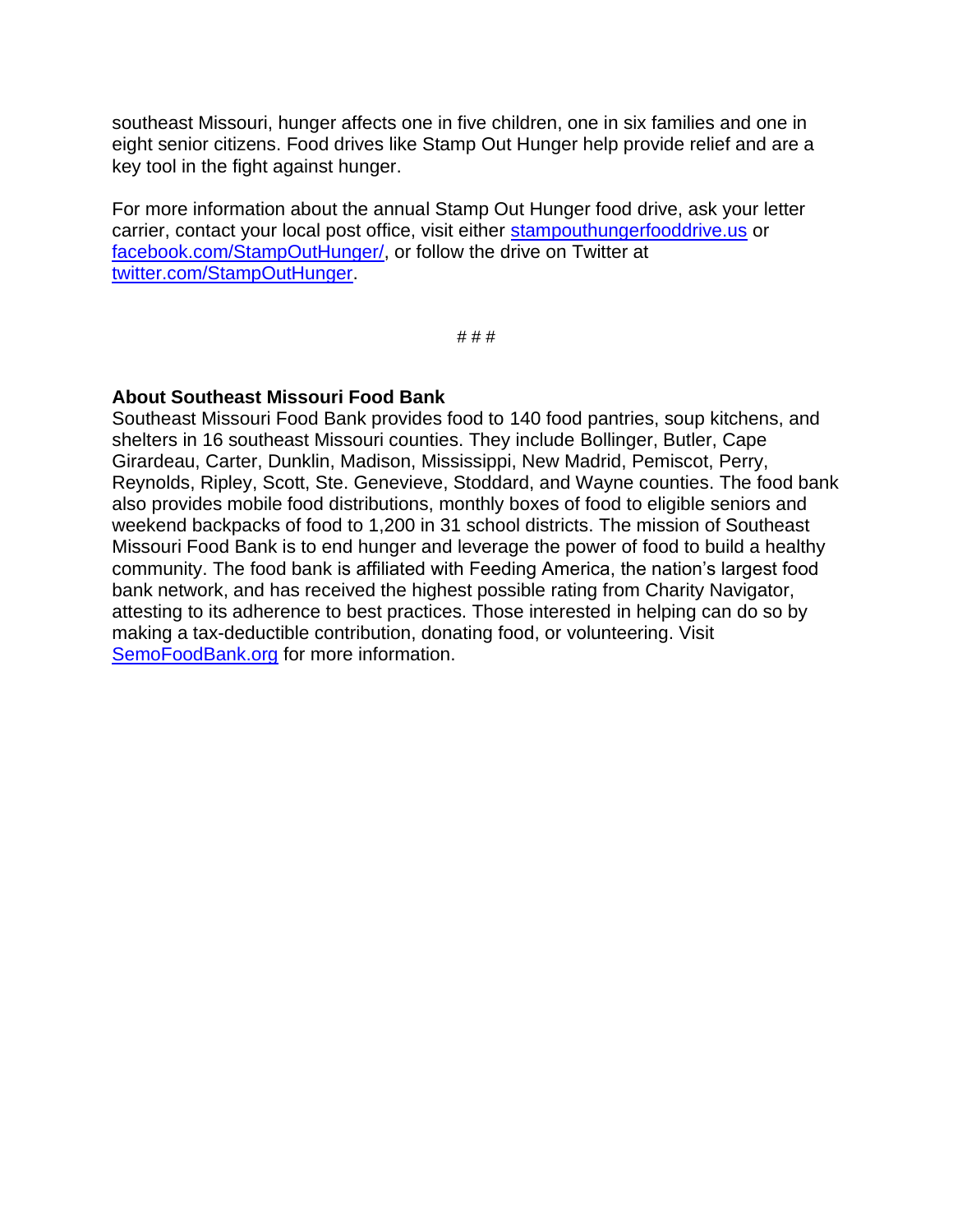southeast Missouri, hunger affects one in five children, one in six families and one in eight senior citizens. Food drives like Stamp Out Hunger help provide relief and are a key tool in the fight against hunger.

For more information about the annual Stamp Out Hunger food drive, ask your letter carrier, contact your local post office, visit either stampouthungerfooddrive.us or facebook.com/StampOutHunger/, or follow the drive on Twitter at twitter.com/StampOutHunger.

# # #

**About Southeast Missouri Food Bank**
Southeast Missouri Food Bank provides food to 140 food pantries, soup kitchens, and shelters in 16 southeast Missouri counties. They include Bollinger, Butler, Cape Girardeau, Carter, Dunklin, Madison, Mississippi, New Madrid, Pemiscot, Perry, Reynolds, Ripley, Scott, Ste. Genevieve, Stoddard, and Wayne counties. The food bank also provides mobile food distributions, monthly boxes of food to eligible seniors and weekend backpacks of food to 1,200 in 31 school districts. The mission of Southeast Missouri Food Bank is to end hunger and leverage the power of food to build a healthy community. The food bank is affiliated with Feeding America, the nation's largest food bank network, and has received the highest possible rating from Charity Navigator, attesting to its adherence to best practices. Those interested in helping can do so by making a tax-deductible contribution, donating food, or volunteering. Visit SemoFoodBank.org for more information.